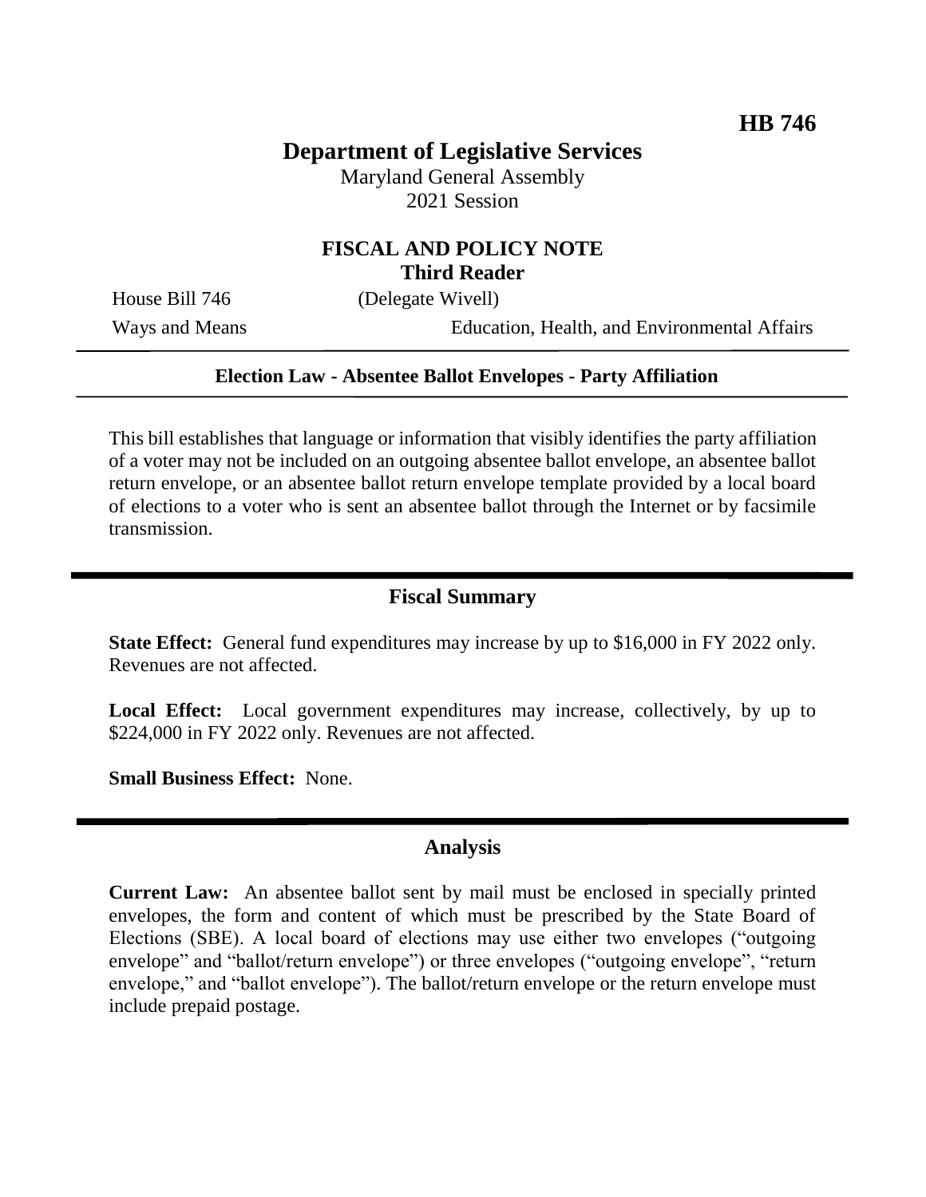**HB 746**

# Department of Legislative Services

Maryland General Assembly
2021 Session

## FISCAL AND POLICY NOTE
**Third Reader**

House Bill 746 (Delegate Wivell)
Ways and Means Education, Health, and Environmental Affairs

**Election Law - Absentee Ballot Envelopes - Party Affiliation**

This bill establishes that language or information that visibly identifies the party affiliation of a voter may not be included on an outgoing absentee ballot envelope, an absentee ballot return envelope, or an absentee ballot return envelope template provided by a local board of elections to a voter who is sent an absentee ballot through the Internet or by facsimile transmission.

## Fiscal Summary

**State Effect:** General fund expenditures may increase by up to $16,000 in FY 2022 only. Revenues are not affected.

**Local Effect:** Local government expenditures may increase, collectively, by up to $224,000 in FY 2022 only. Revenues are not affected.

**Small Business Effect:** None.

## Analysis

**Current Law:** An absentee ballot sent by mail must be enclosed in specially printed envelopes, the form and content of which must be prescribed by the State Board of Elections (SBE). A local board of elections may use either two envelopes ("outgoing envelope" and "ballot/return envelope") or three envelopes ("outgoing envelope", "return envelope," and "ballot envelope"). The ballot/return envelope or the return envelope must include prepaid postage.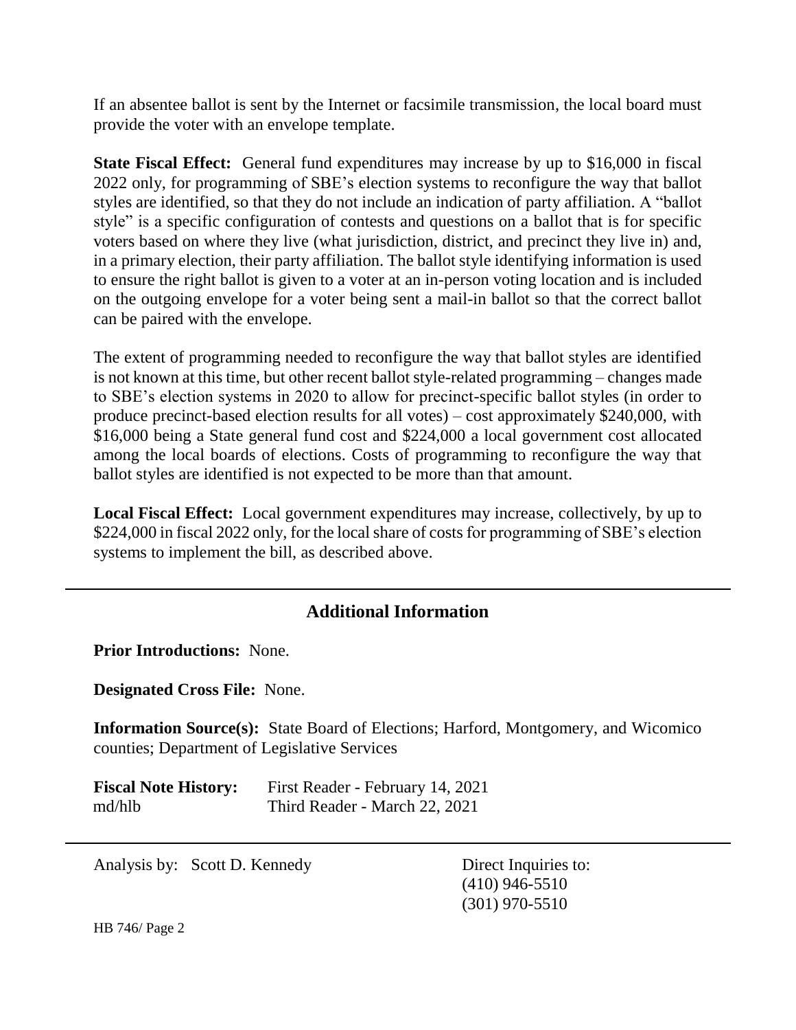If an absentee ballot is sent by the Internet or facsimile transmission, the local board must provide the voter with an envelope template.

**State Fiscal Effect:** General fund expenditures may increase by up to $16,000 in fiscal 2022 only, for programming of SBE's election systems to reconfigure the way that ballot styles are identified, so that they do not include an indication of party affiliation. A "ballot style" is a specific configuration of contests and questions on a ballot that is for specific voters based on where they live (what jurisdiction, district, and precinct they live in) and, in a primary election, their party affiliation. The ballot style identifying information is used to ensure the right ballot is given to a voter at an in-person voting location and is included on the outgoing envelope for a voter being sent a mail-in ballot so that the correct ballot can be paired with the envelope.

The extent of programming needed to reconfigure the way that ballot styles are identified is not known at this time, but other recent ballot style-related programming – changes made to SBE's election systems in 2020 to allow for precinct-specific ballot styles (in order to produce precinct-based election results for all votes) – cost approximately $240,000, with $16,000 being a State general fund cost and $224,000 a local government cost allocated among the local boards of elections. Costs of programming to reconfigure the way that ballot styles are identified is not expected to be more than that amount.

**Local Fiscal Effect:** Local government expenditures may increase, collectively, by up to $224,000 in fiscal 2022 only, for the local share of costs for programming of SBE's election systems to implement the bill, as described above.

## Additional Information

**Prior Introductions:** None.

**Designated Cross File:** None.

**Information Source(s):** State Board of Elections; Harford, Montgomery, and Wicomico counties; Department of Legislative Services

**Fiscal Note History:** First Reader - February 14, 2021
md/hlb Third Reader - March 22, 2021

Analysis by: Scott D. Kennedy

Direct Inquiries to:
(410) 946-5510
(301) 970-5510